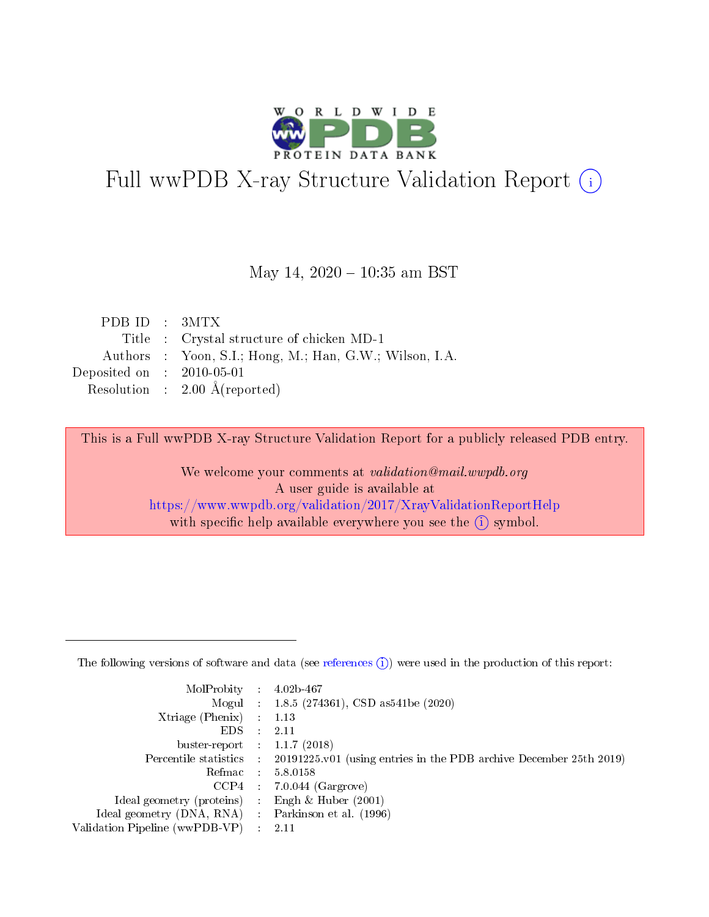# Full wwPDB X-ray Structure Validation Report (i)

May 14, 2020 – 10:35 am BST

| | | |
|---|---|---|
| PDB ID | : | 3MTX |
| Title | : | Crystal structure of chicken MD-1 |
| Authors | : | Yoon, S.I.; Hong, M.; Han, G.W.; Wilson, I.A. |
| Deposited on | : | 2010-05-01 |
| Resolution | : | 2.00 Å(reported) |

This is a Full wwPDB X-ray Structure Validation Report for a publicly released PDB entry.

We welcome your comments at *validation@mail.wwpdb.org*
A user guide is available at
https://www.wwpdb.org/validation/2017/XrayValidationReportHelp
with specific help available everywhere you see the (i) symbol.

The following versions of software and data (see references (i)) were used in the production of this report:

| | | |
|---|---|---|
| MolProbity | : | 4.02b-467 |
| Mogul | : | 1.8.5 (274361), CSD as541be (2020) |
| Xtriage (Phenix) | : | 1.13 |
| EDS | : | 2.11 |
| buster-report | : | 1.1.7 (2018) |
| Percentile statistics | : | 20191225.v01 (using entries in the PDB archive December 25th 2019) |
| Refmac | : | 5.8.0158 |
| CCP4 | : | 7.0.044 (Gargrove) |
| Ideal geometry (proteins) | : | Engh & Huber (2001) |
| Ideal geometry (DNA, RNA) | : | Parkinson et al. (1996) |
| Validation Pipeline (wwPDB-VP) | : | 2.11 |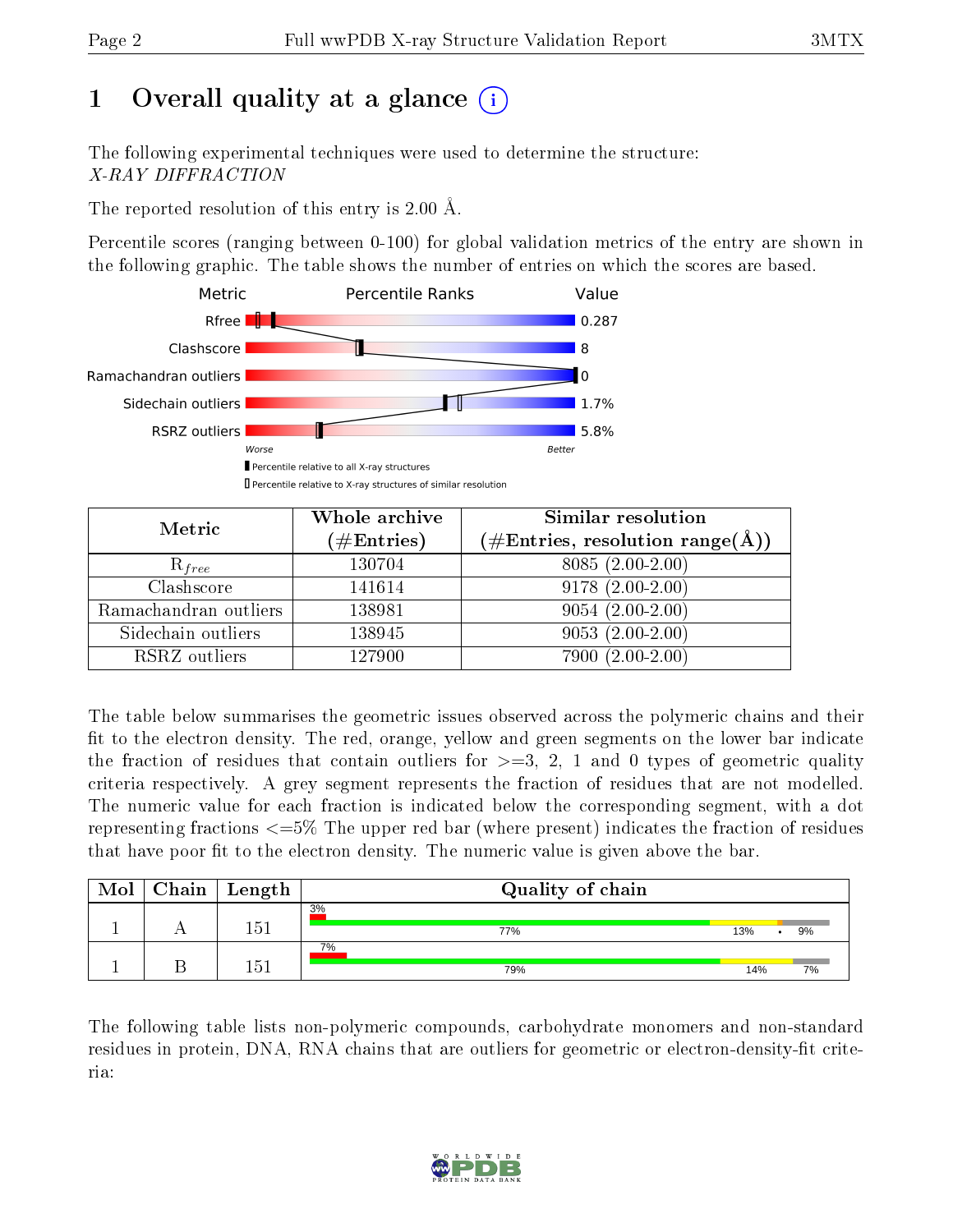# 1 Overall quality at a glance (i)

The following experimental techniques were used to determine the structure: *X-RAY DIFFRACTION*

The reported resolution of this entry is 2.00 Å.

Percentile scores (ranging between 0-100) for global validation metrics of the entry are shown in the following graphic. The table shows the number of entries on which the scores are based.

Metric
Percentile Ranks
Value
Rfree 0.287
Clashscore 8
Ramachandran outliers 0
Sidechain outliers 1.7%
RSRZ outliers 5.8%
Worse
Better
Percentile relative to all X-ray structures
Percentile relative to X-ray structures of similar resolution

| Metric | Whole archive (#Entries) | Similar resolution (#Entries, resolution range(Å)) |
|---|---|---|
| $R_{free}$ | 130704 | 8085 (2.00-2.00) |
| Clashscore | 141614 | 9178 (2.00-2.00) |
| Ramachandran outliers | 138981 | 9054 (2.00-2.00) |
| Sidechain outliers | 138945 | 9053 (2.00-2.00) |
| RSRZ outliers | 127900 | 7900 (2.00-2.00) |

The table below summarises the geometric issues observed across the polymeric chains and their fit to the electron density. The red, orange, yellow and green segments on the lower bar indicate the fraction of residues that contain outliers for >=3, 2, 1 and 0 types of geometric quality criteria respectively. A grey segment represents the fraction of residues that are not modelled. The numeric value for each fraction is indicated below the corresponding segment, with a dot representing fractions <=5% The upper red bar (where present) indicates the fraction of residues that have poor fit to the electron density. The numeric value is given above the bar.

| Mol | Chain | Length | Quality of chain |
|---|---|---|---|
| 1 | A | 151 | 3% / 77% / 13% / • / 9% |
| 1 | B | 151 | 7% / 79% / 14% / 7% |

The following table lists non-polymeric compounds, carbohydrate monomers and non-standard residues in protein, DNA, RNA chains that are outliers for geometric or electron-density-fit criteria: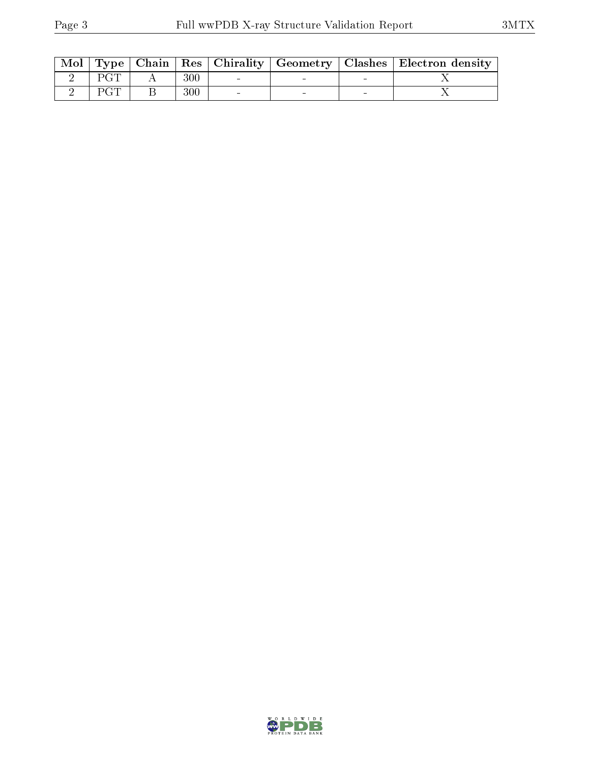| Mol | Type | Chain | Res | Chirality | Geometry | Clashes | Electron density |
|---|---|---|---|---|---|---|---|
| 2 | PGT | A | 300 | - | - | - | X |
| 2 | PGT | B | 300 | - | - | - | X |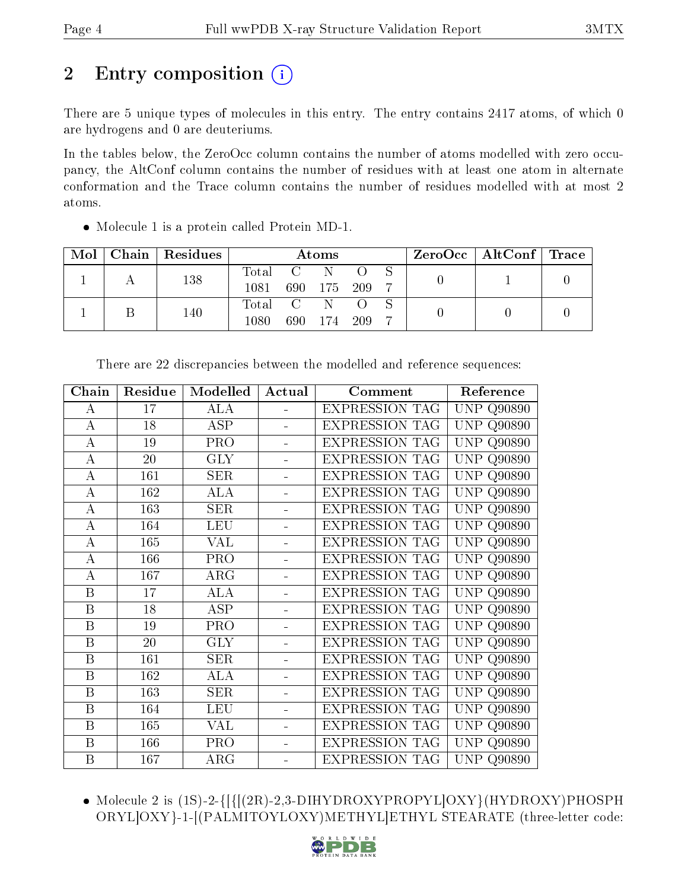# 2 Entry composition

There are 5 unique types of molecules in this entry. The entry contains 2417 atoms, of which 0 are hydrogens and 0 are deuteriums.

In the tables below, the ZeroOcc column contains the number of atoms modelled with zero occupancy, the AltConf column contains the number of residues with at least one atom in alternate conformation and the Trace column contains the number of residues modelled with at most 2 atoms.

- Molecule 1 is a protein called Protein MD-1.

| Mol | Chain | Residues | Atoms | | | | | ZeroOcc | AltConf | Trace |
|---|---|---|---|---|---|---|---|---|---|---|
| 1 | A | 138 | Total<br>1081 | C<br>690 | N<br>175 | O<br>209 | S<br>7 | 0 | 1 | 0 |
| 1 | B | 140 | Total<br>1080 | C<br>690 | N<br>174 | O<br>209 | S<br>7 | 0 | 0 | 0 |

There are 22 discrepancies between the modelled and reference sequences:

| Chain | Residue | Modelled | Actual | Comment | Reference |
|---|---|---|---|---|---|
| A | 17 | ALA | - | EXPRESSION TAG | UNP Q90890 |
| A | 18 | ASP | - | EXPRESSION TAG | UNP Q90890 |
| A | 19 | PRO | - | EXPRESSION TAG | UNP Q90890 |
| A | 20 | GLY | - | EXPRESSION TAG | UNP Q90890 |
| A | 161 | SER | - | EXPRESSION TAG | UNP Q90890 |
| A | 162 | ALA | - | EXPRESSION TAG | UNP Q90890 |
| A | 163 | SER | - | EXPRESSION TAG | UNP Q90890 |
| A | 164 | LEU | - | EXPRESSION TAG | UNP Q90890 |
| A | 165 | VAL | - | EXPRESSION TAG | UNP Q90890 |
| A | 166 | PRO | - | EXPRESSION TAG | UNP Q90890 |
| A | 167 | ARG | - | EXPRESSION TAG | UNP Q90890 |
| B | 17 | ALA | - | EXPRESSION TAG | UNP Q90890 |
| B | 18 | ASP | - | EXPRESSION TAG | UNP Q90890 |
| B | 19 | PRO | - | EXPRESSION TAG | UNP Q90890 |
| B | 20 | GLY | - | EXPRESSION TAG | UNP Q90890 |
| B | 161 | SER | - | EXPRESSION TAG | UNP Q90890 |
| B | 162 | ALA | - | EXPRESSION TAG | UNP Q90890 |
| B | 163 | SER | - | EXPRESSION TAG | UNP Q90890 |
| B | 164 | LEU | - | EXPRESSION TAG | UNP Q90890 |
| B | 165 | VAL | - | EXPRESSION TAG | UNP Q90890 |
| B | 166 | PRO | - | EXPRESSION TAG | UNP Q90890 |
| B | 167 | ARG | - | EXPRESSION TAG | UNP Q90890 |

- Molecule 2 is (1S)-2-{[{[(2R)-2,3-DIHYDROXYPROPYL]OXY}(HYDROXY)PHOSPHORYL]OXY}-1-[(PALMITOYLOXY)METHYL]ETHYL STEARATE (three-letter code: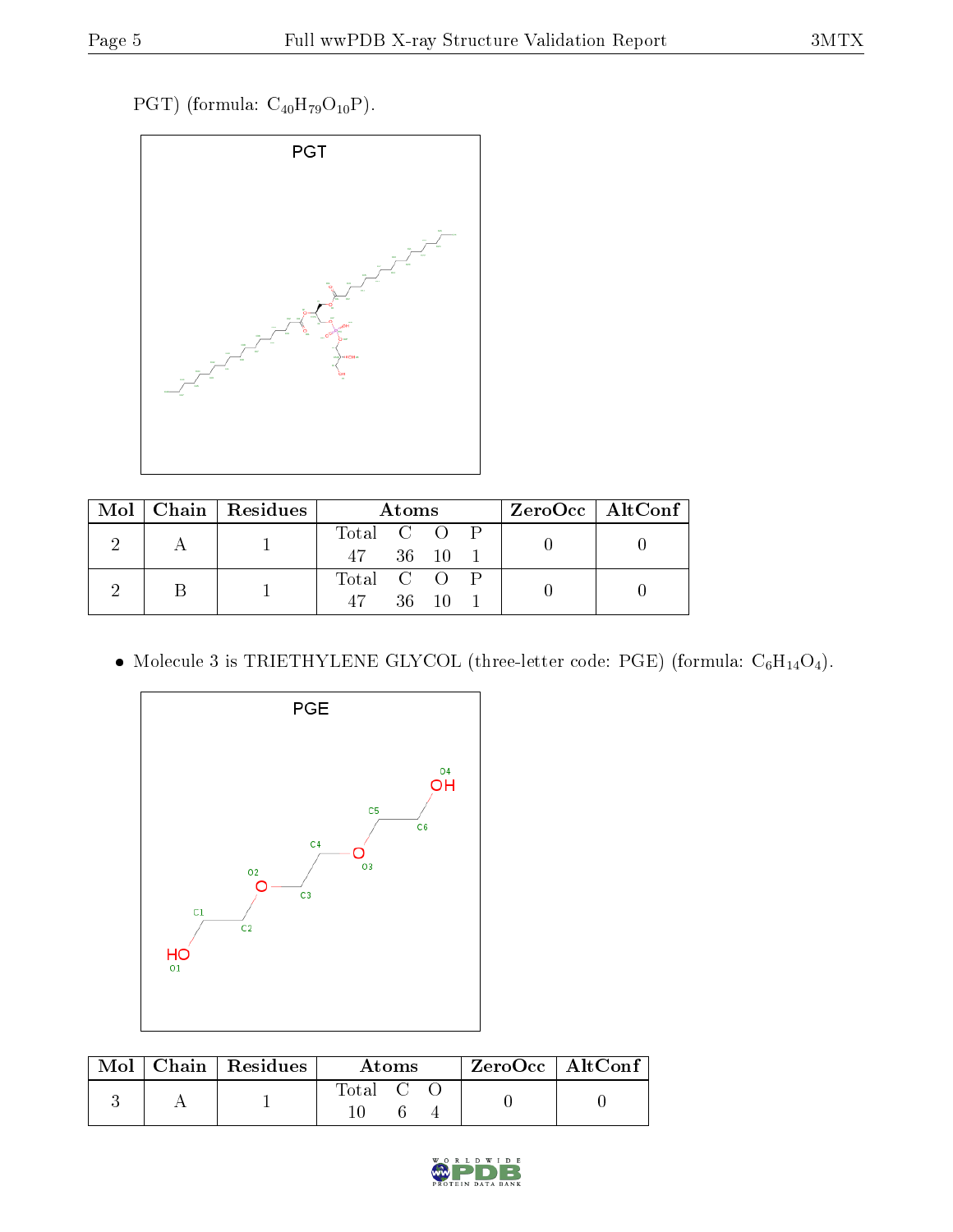PGT) (formula: $C_{40}H_{79}O_{10}P$).

| Mol | Chain | Residues | Atoms | | | | ZeroOcc | AltConf |
|---|---|---|---|---|---|---|---|---|
| | | | Total | C | O | P | | |
| 2 | A | 1 | 47 | 36 | 10 | 1 | 0 | 0 |
| 2 | B | 1 | 47 | 36 | 10 | 1 | 0 | 0 |

- Molecule 3 is TRIETHYLENE GLYCOL (three-letter code: PGE) (formula: $C_6H_{14}O_4$).

| Mol | Chain | Residues | Atoms | | | ZeroOcc | AltConf |
|---|---|---|---|---|---|---|---|
| | | | Total | C | O | | |
| 3 | A | 1 | 10 | 6 | 4 | 0 | 0 |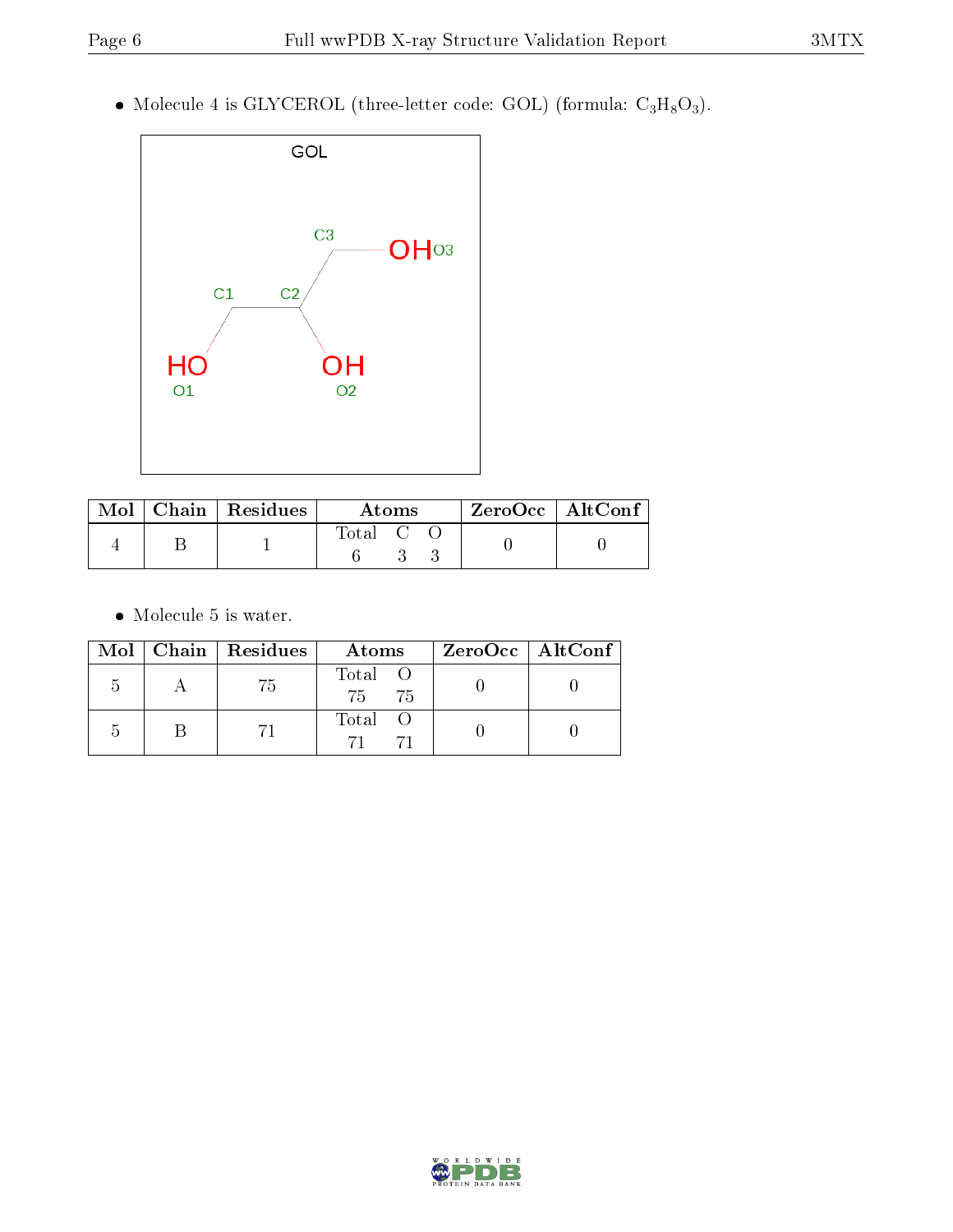- Molecule 4 is GLYCEROL (three-letter code: GOL) (formula: $C_3H_8O_3$).

GOL

C3

OH O3

C1

C2

HO

O1

OH

O2

| Mol | Chain | Residues | Atoms | | | ZeroOcc | AltConf |
|---|---|---|---|---|---|---|---|
| | | | Total | C | O | | |
| 4 | B | 1 | 6 | 3 | 3 | 0 | 0 |

- Molecule 5 is water.

| Mol | Chain | Residues | Atoms | | ZeroOcc | AltConf |
|---|---|---|---|---|---|---|
| | | | Total | O | | |
| 5 | A | 75 | 75 | 75 | 0 | 0 |
| 5 | B | 71 | 71 | 71 | 0 | 0 |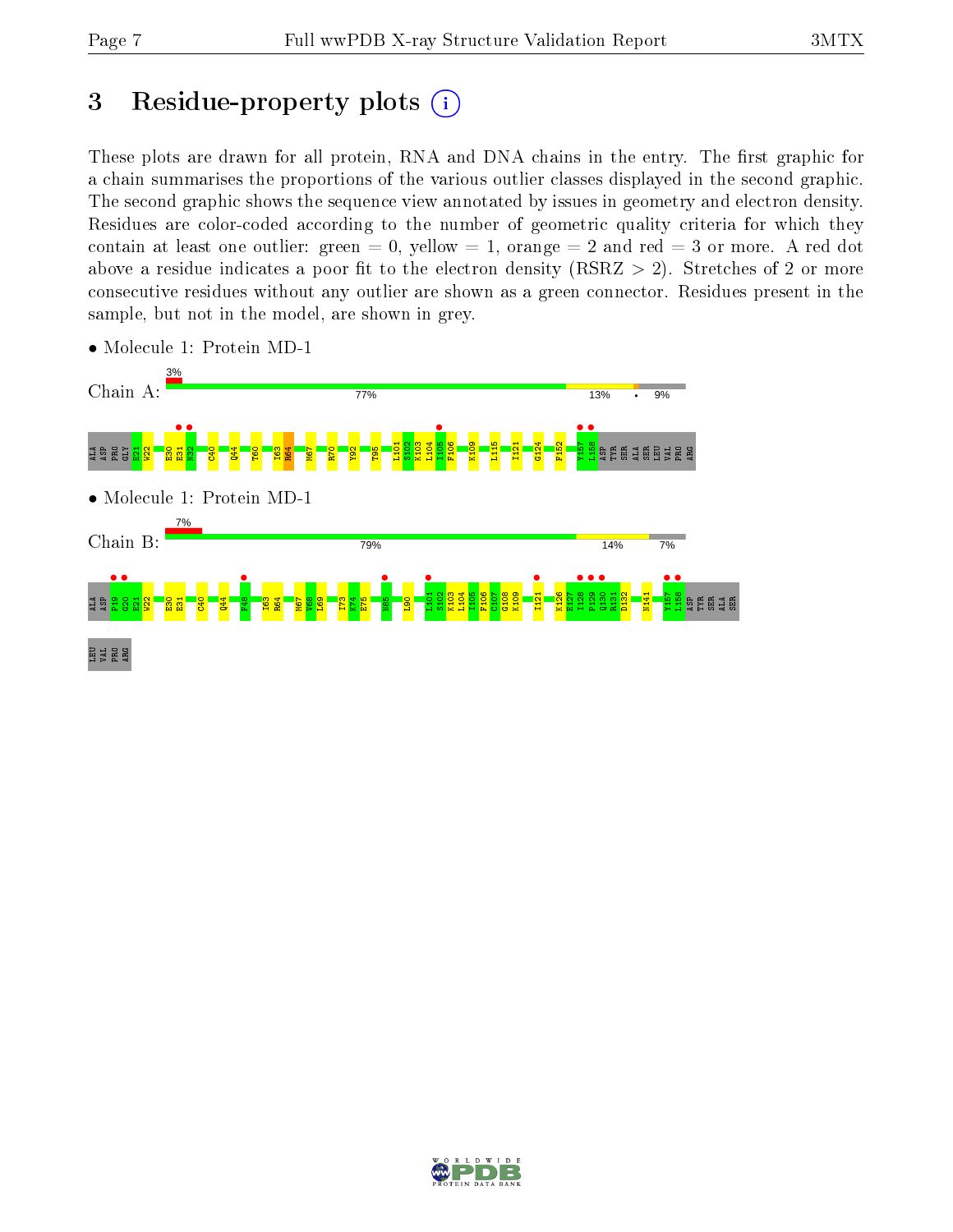# 3 Residue-property plots

These plots are drawn for all protein, RNA and DNA chains in the entry. The first graphic for a chain summarises the proportions of the various outlier classes displayed in the second graphic. The second graphic shows the sequence view annotated by issues in geometry and electron density. Residues are color-coded according to the number of geometric quality criteria for which they contain at least one outlier: green = 0, yellow = 1, orange = 2 and red = 3 or more. A red dot above a residue indicates a poor fit to the electron density (RSRZ > 2). Stretches of 2 or more consecutive residues without any outlier are shown as a green connector. Residues present in the sample, but not in the model, are shown in grey.

- Molecule 1: Protein MD-1

Chain A:

3%
77%
13%
•
9%

ALA ASP PRO GLY E21 W22 E30 E31 N32 C40 Q44 T60 I63 R64 M67 R70 Y92 T95 L101 S102 K103 L104 I105 F106 K109 L115 I121 G124 F152 Y157 L158 ASP TYR SER ALA SER LEU VAL PRO ARG

- Molecule 1: Protein MD-1

Chain B:

7%
79%
14%
7%

ALA ASP P19 G20 E21 W22 E30 E31 C40 Q44 F48 I63 R64 M67 V68 L69 I73 K74 E75 N85 L90 L101 S102 K103 L104 I105 F106 C107 G108 K109 I121 K126 E127 I128 P129 Q130 R131 D132 N141 Y157 L158 ASP TYR SER ALA SER LEU VAL PRO ARG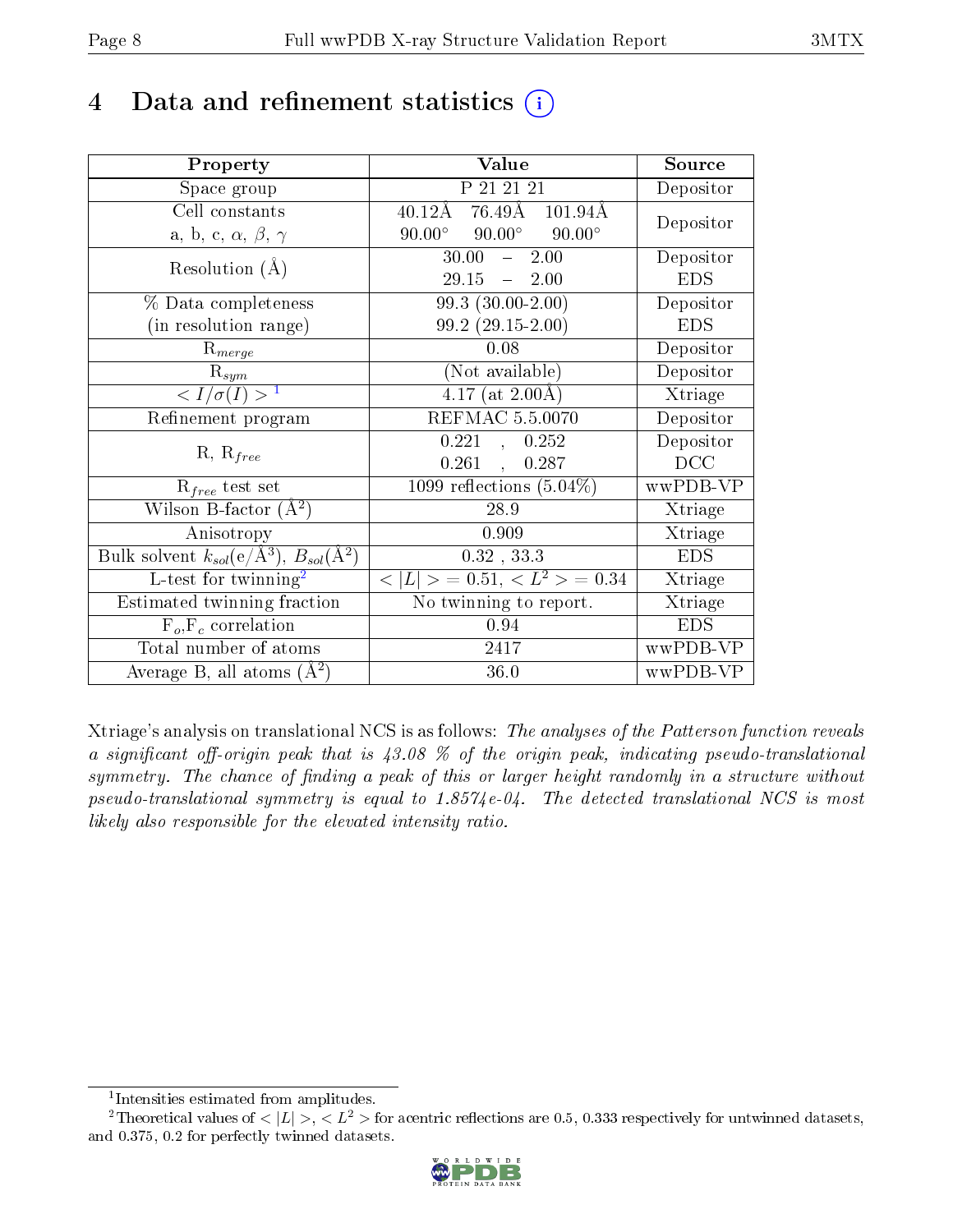# 4 Data and refinement statistics (i)

| Property | Value | Source |
|---|---|---|
| Space group | P 21 21 21 | Depositor |
| Cell constants<br>a, b, c, $\alpha$, $\beta$, $\gamma$ | 40.12Å 76.49Å 101.94Å<br>90.00° 90.00° 90.00° | Depositor |
| Resolution (Å) | 30.00 – 2.00<br>29.15 – 2.00 | Depositor<br>EDS |
| % Data completeness<br>(in resolution range) | 99.3 (30.00-2.00)<br>99.2 (29.15-2.00) | Depositor<br>EDS |
| $R_{merge}$ | 0.08 | Depositor |
| $R_{sym}$ | (Not available) | Depositor |
| $< I/\sigma(I) >$ [1] | 4.17 (at 2.00Å) | Xtriage |
| Refinement program | REFMAC 5.5.0070 | Depositor |
| R, $R_{free}$ | 0.221 , 0.252<br>0.261 , 0.287 | Depositor<br>DCC |
| $R_{free}$ test set | 1099 reflections (5.04%) | wwPDB-VP |
| Wilson B-factor (Å$^2$) | 28.9 | Xtriage |
| Anisotropy | 0.909 | Xtriage |
| Bulk solvent $k_{sol}$(e/Å$^3$), $B_{sol}$(Å$^2$) | 0.32 , 33.3 | EDS |
| L-test for twinning[2] | $< \|L\| > = 0.51$, $< L^2 > = 0.34$ | Xtriage |
| Estimated twinning fraction | No twinning to report. | Xtriage |
| $F_o$,$F_c$ correlation | 0.94 | EDS |
| Total number of atoms | 2417 | wwPDB-VP |
| Average B, all atoms (Å$^2$) | 36.0 | wwPDB-VP |

Xtriage's analysis on translational NCS is as follows: *The analyses of the Patterson function reveals a significant off-origin peak that is 43.08 % of the origin peak, indicating pseudo-translational symmetry. The chance of finding a peak of this or larger height randomly in a structure without pseudo-translational symmetry is equal to 1.8574e-04. The detected translational NCS is most likely also responsible for the elevated intensity ratio.*

[1] Intensities estimated from amplitudes.

[2] Theoretical values of $< |L| >$, $< L^2 >$ for acentric reflections are 0.5, 0.333 respectively for untwinned datasets, and 0.375, 0.2 for perfectly twinned datasets.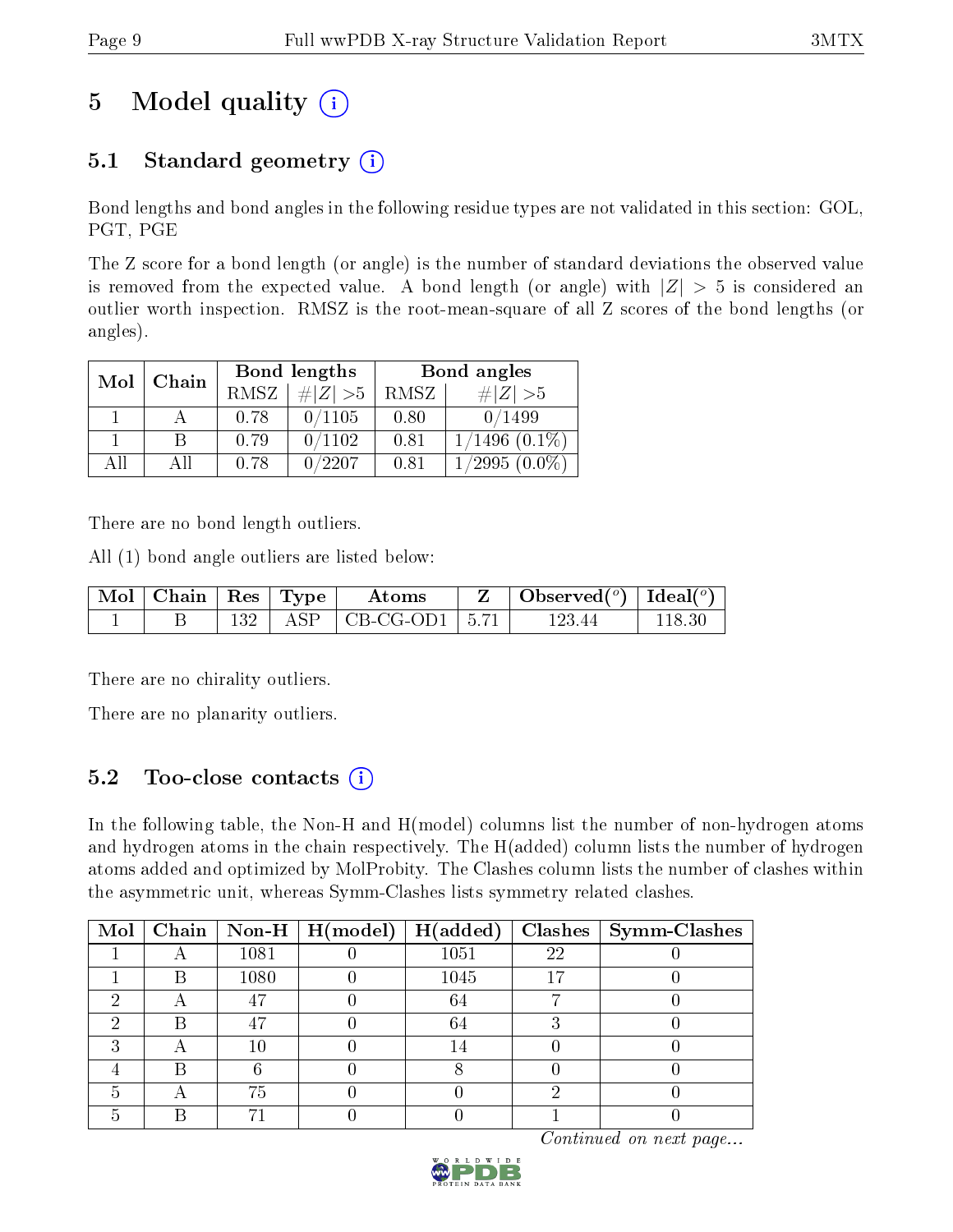# 5 Model quality

## 5.1 Standard geometry

Bond lengths and bond angles in the following residue types are not validated in this section: GOL, PGT, PGE

The Z score for a bond length (or angle) is the number of standard deviations the observed value is removed from the expected value. A bond length (or angle) with $|Z| > 5$ is considered an outlier worth inspection. RMSZ is the root-mean-square of all Z scores of the bond lengths (or angles).

| Mol | Chain | Bond lengths | | Bond angles | |
|---|---|---|---|---|---|
| | | RMSZ | $\#\|Z\| > 5$ | RMSZ | $\#\|Z\| > 5$ |
| 1 | A | 0.78 | 0/1105 | 0.80 | 0/1499 |
| 1 | B | 0.79 | 0/1102 | 0.81 | 1/1496 (0.1%) |
| All | All | 0.78 | 0/2207 | 0.81 | 1/2995 (0.0%) |

There are no bond length outliers.

All (1) bond angle outliers are listed below:

| Mol | Chain | Res | Type | Atoms | Z | Observed(°) | Ideal(°) |
|---|---|---|---|---|---|---|---|
| 1 | B | 132 | ASP | CB-CG-OD1 | 5.71 | 123.44 | 118.30 |

There are no chirality outliers.

There are no planarity outliers.

## 5.2 Too-close contacts

In the following table, the Non-H and H(model) columns list the number of non-hydrogen atoms and hydrogen atoms in the chain respectively. The H(added) column lists the number of hydrogen atoms added and optimized by MolProbity. The Clashes column lists the number of clashes within the asymmetric unit, whereas Symm-Clashes lists symmetry related clashes.

| Mol | Chain | Non-H | H(model) | H(added) | Clashes | Symm-Clashes |
|---|---|---|---|---|---|---|
| 1 | A | 1081 | 0 | 1051 | 22 | 0 |
| 1 | B | 1080 | 0 | 1045 | 17 | 0 |
| 2 | A | 47 | 0 | 64 | 7 | 0 |
| 2 | B | 47 | 0 | 64 | 3 | 0 |
| 3 | A | 10 | 0 | 14 | 0 | 0 |
| 4 | B | 6 | 0 | 8 | 0 | 0 |
| 5 | A | 75 | 0 | 0 | 2 | 0 |
| 5 | B | 71 | 0 | 0 | 1 | 0 |

*Continued on next page...*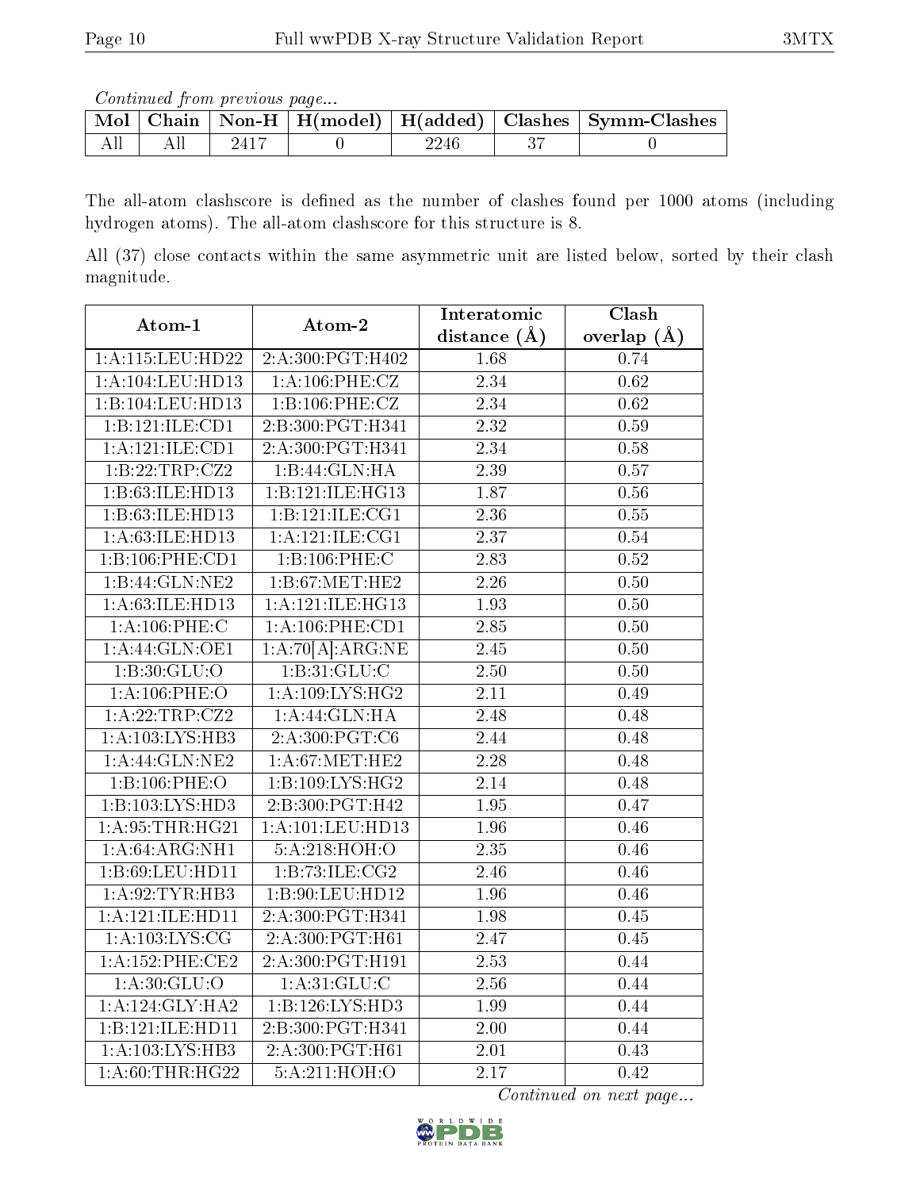*Continued from previous page...*

| Mol | Chain | Non-H | H(model) | H(added) | Clashes | Symm-Clashes |
|---|---|---|---|---|---|---|
| All | All | 2417 | 0 | 2246 | 37 | 0 |

The all-atom clashscore is defined as the number of clashes found per 1000 atoms (including hydrogen atoms). The all-atom clashscore for this structure is 8.

All (37) close contacts within the same asymmetric unit are listed below, sorted by their clash magnitude.

| Atom-1 | Atom-2 | Interatomic distance (Å) | Clash overlap (Å) |
|---|---|---|---|
| 1:A:115:LEU:HD22 | 2:A:300:PGT:H402 | 1.68 | 0.74 |
| 1:A:104:LEU:HD13 | 1:A:106:PHE:CZ | 2.34 | 0.62 |
| 1:B:104:LEU:HD13 | 1:B:106:PHE:CZ | 2.34 | 0.62 |
| 1:B:121:ILE:CD1 | 2:B:300:PGT:H341 | 2.32 | 0.59 |
| 1:A:121:ILE:CD1 | 2:A:300:PGT:H341 | 2.34 | 0.58 |
| 1:B:22:TRP:CZ2 | 1:B:44:GLN:HA | 2.39 | 0.57 |
| 1:B:63:ILE:HD13 | 1:B:121:ILE:HG13 | 1.87 | 0.56 |
| 1:B:63:ILE:HD13 | 1:B:121:ILE:CG1 | 2.36 | 0.55 |
| 1:A:63:ILE:HD13 | 1:A:121:ILE:CG1 | 2.37 | 0.54 |
| 1:B:106:PHE:CD1 | 1:B:106:PHE:C | 2.83 | 0.52 |
| 1:B:44:GLN:NE2 | 1:B:67:MET:HE2 | 2.26 | 0.50 |
| 1:A:63:ILE:HD13 | 1:A:121:ILE:HG13 | 1.93 | 0.50 |
| 1:A:106:PHE:C | 1:A:106:PHE:CD1 | 2.85 | 0.50 |
| 1:A:44:GLN:OE1 | 1:A:70[A]:ARG:NE | 2.45 | 0.50 |
| 1:B:30:GLU:O | 1:B:31:GLU:C | 2.50 | 0.50 |
| 1:A:106:PHE:O | 1:A:109:LYS:HG2 | 2.11 | 0.49 |
| 1:A:22:TRP:CZ2 | 1:A:44:GLN:HA | 2.48 | 0.48 |
| 1:A:103:LYS:HB3 | 2:A:300:PGT:C6 | 2.44 | 0.48 |
| 1:A:44:GLN:NE2 | 1:A:67:MET:HE2 | 2.28 | 0.48 |
| 1:B:106:PHE:O | 1:B:109:LYS:HG2 | 2.14 | 0.48 |
| 1:B:103:LYS:HD3 | 2:B:300:PGT:H42 | 1.95 | 0.47 |
| 1:A:95:THR:HG21 | 1:A:101:LEU:HD13 | 1.96 | 0.46 |
| 1:A:64:ARG:NH1 | 5:A:218:HOH:O | 2.35 | 0.46 |
| 1:B:69:LEU:HD11 | 1:B:73:ILE:CG2 | 2.46 | 0.46 |
| 1:A:92:TYR:HB3 | 1:B:90:LEU:HD12 | 1.96 | 0.46 |
| 1:A:121:ILE:HD11 | 2:A:300:PGT:H341 | 1.98 | 0.45 |
| 1:A:103:LYS:CG | 2:A:300:PGT:H61 | 2.47 | 0.45 |
| 1:A:152:PHE:CE2 | 2:A:300:PGT:H191 | 2.53 | 0.44 |
| 1:A:30:GLU:O | 1:A:31:GLU:C | 2.56 | 0.44 |
| 1:A:124:GLY:HA2 | 1:B:126:LYS:HD3 | 1.99 | 0.44 |
| 1:B:121:ILE:HD11 | 2:B:300:PGT:H341 | 2.00 | 0.44 |
| 1:A:103:LYS:HB3 | 2:A:300:PGT:H61 | 2.01 | 0.43 |
| 1:A:60:THR:HG22 | 5:A:211:HOH:O | 2.17 | 0.42 |

*Continued on next page...*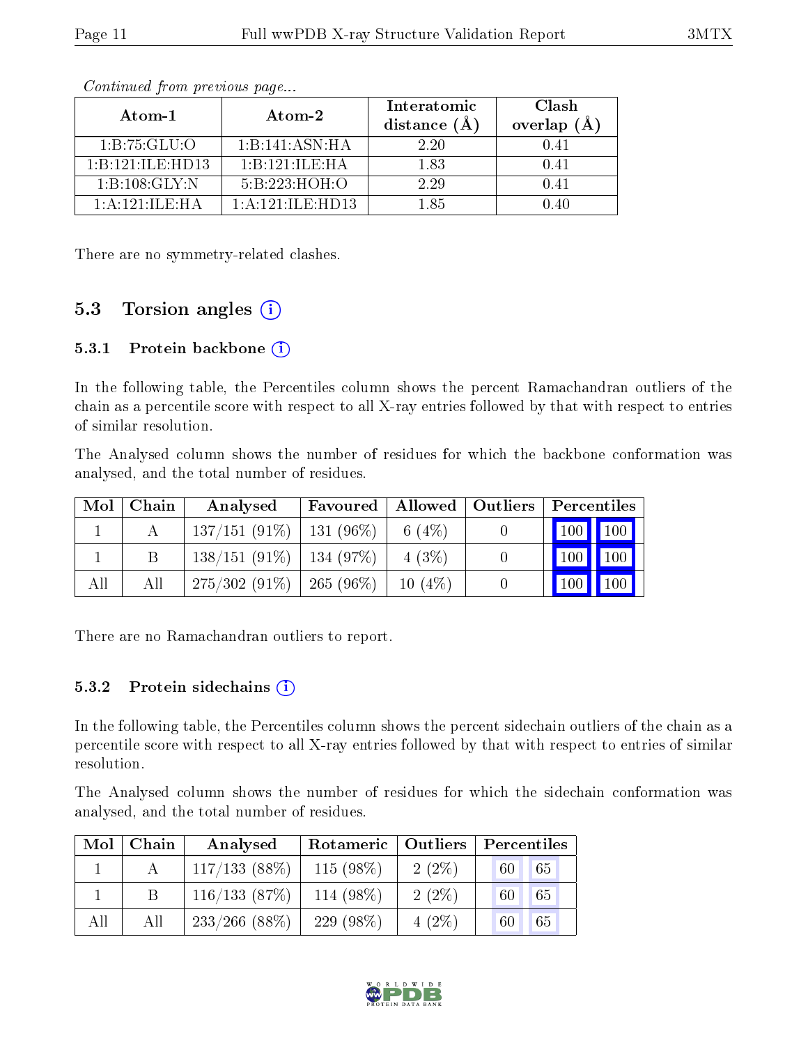*Continued from previous page...*

| Atom-1 | Atom-2 | Interatomic distance (Å) | Clash overlap (Å) |
|---|---|---|---|
| 1:B:75:GLU:O | 1:B:141:ASN:HA | 2.20 | 0.41 |
| 1:B:121:ILE:HD13 | 1:B:121:ILE:HA | 1.83 | 0.41 |
| 1:B:108:GLY:N | 5:B:223:HOH:O | 2.29 | 0.41 |
| 1:A:121:ILE:HA | 1:A:121:ILE:HD13 | 1.85 | 0.40 |

There are no symmetry-related clashes.

## 5.3 Torsion angles

### 5.3.1 Protein backbone

In the following table, the Percentiles column shows the percent Ramachandran outliers of the chain as a percentile score with respect to all X-ray entries followed by that with respect to entries of similar resolution.

The Analysed column shows the number of residues for which the backbone conformation was analysed, and the total number of residues.

| Mol | Chain | Analysed | Favoured | Allowed | Outliers | Percentiles | |
|---|---|---|---|---|---|---|---|
| 1 | A | 137/151 (91%) | 131 (96%) | 6 (4%) | 0 | 100 | 100 |
| 1 | B | 138/151 (91%) | 134 (97%) | 4 (3%) | 0 | 100 | 100 |
| All | All | 275/302 (91%) | 265 (96%) | 10 (4%) | 0 | 100 | 100 |

There are no Ramachandran outliers to report.

### 5.3.2 Protein sidechains

In the following table, the Percentiles column shows the percent sidechain outliers of the chain as a percentile score with respect to all X-ray entries followed by that with respect to entries of similar resolution.

The Analysed column shows the number of residues for which the sidechain conformation was analysed, and the total number of residues.

| Mol | Chain | Analysed | Rotameric | Outliers | Percentiles | |
|---|---|---|---|---|---|---|
| 1 | A | 117/133 (88%) | 115 (98%) | 2 (2%) | 60 | 65 |
| 1 | B | 116/133 (87%) | 114 (98%) | 2 (2%) | 60 | 65 |
| All | All | 233/266 (88%) | 229 (98%) | 4 (2%) | 60 | 65 |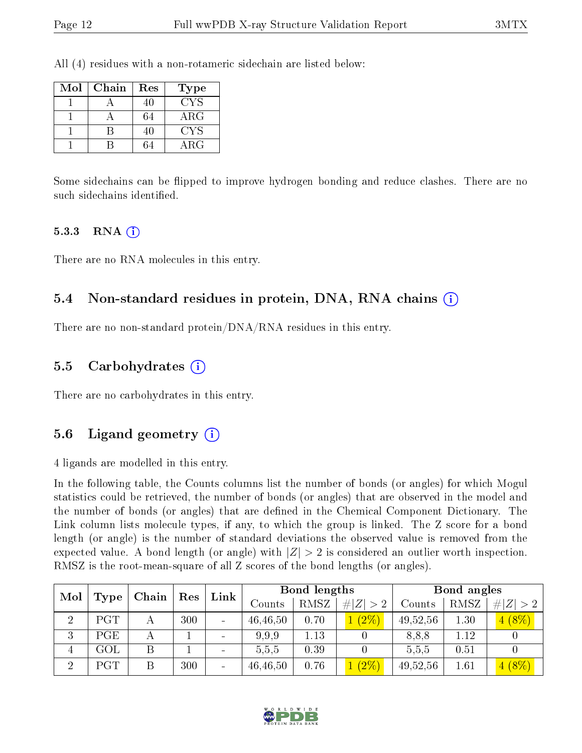All (4) residues with a non-rotameric sidechain are listed below:

| Mol | Chain | Res | Type |
|---|---|---|---|
| 1 | A | 40 | CYS |
| 1 | A | 64 | ARG |
| 1 | B | 40 | CYS |
| 1 | B | 64 | ARG |

Some sidechains can be flipped to improve hydrogen bonding and reduce clashes. There are no such sidechains identified.

#### 5.3.3 RNA

There are no RNA molecules in this entry.

### 5.4 Non-standard residues in protein, DNA, RNA chains

There are no non-standard protein/DNA/RNA residues in this entry.

### 5.5 Carbohydrates

There are no carbohydrates in this entry.

### 5.6 Ligand geometry

4 ligands are modelled in this entry.

In the following table, the Counts columns list the number of bonds (or angles) for which Mogul statistics could be retrieved, the number of bonds (or angles) that are observed in the model and the number of bonds (or angles) that are defined in the Chemical Component Dictionary. The Link column lists molecule types, if any, to which the group is linked. The Z score for a bond length (or angle) is the number of standard deviations the observed value is removed from the expected value. A bond length (or angle) with $|Z| > 2$ is considered an outlier worth inspection. RMSZ is the root-mean-square of all Z scores of the bond lengths (or angles).

| Mol | Type | Chain | Res | Link | Bond lengths | | | Bond angles | | |
|---|---|---|---|---|---|---|---|---|---|---|
| | | | | | Counts | RMSZ | $\#\|Z\| > 2$ | Counts | RMSZ | $\#\|Z\| > 2$ |
| 2 | PGT | A | 300 | - | 46,46,50 | 0.70 | 1 (2%) | 49,52,56 | 1.30 | 4 (8%) |
| 3 | PGE | A | 1 | - | 9,9,9 | 1.13 | 0 | 8,8,8 | 1.12 | 0 |
| 4 | GOL | B | 1 | - | 5,5,5 | 0.39 | 0 | 5,5,5 | 0.51 | 0 |
| 2 | PGT | B | 300 | - | 46,46,50 | 0.76 | 1 (2%) | 49,52,56 | 1.61 | 4 (8%) |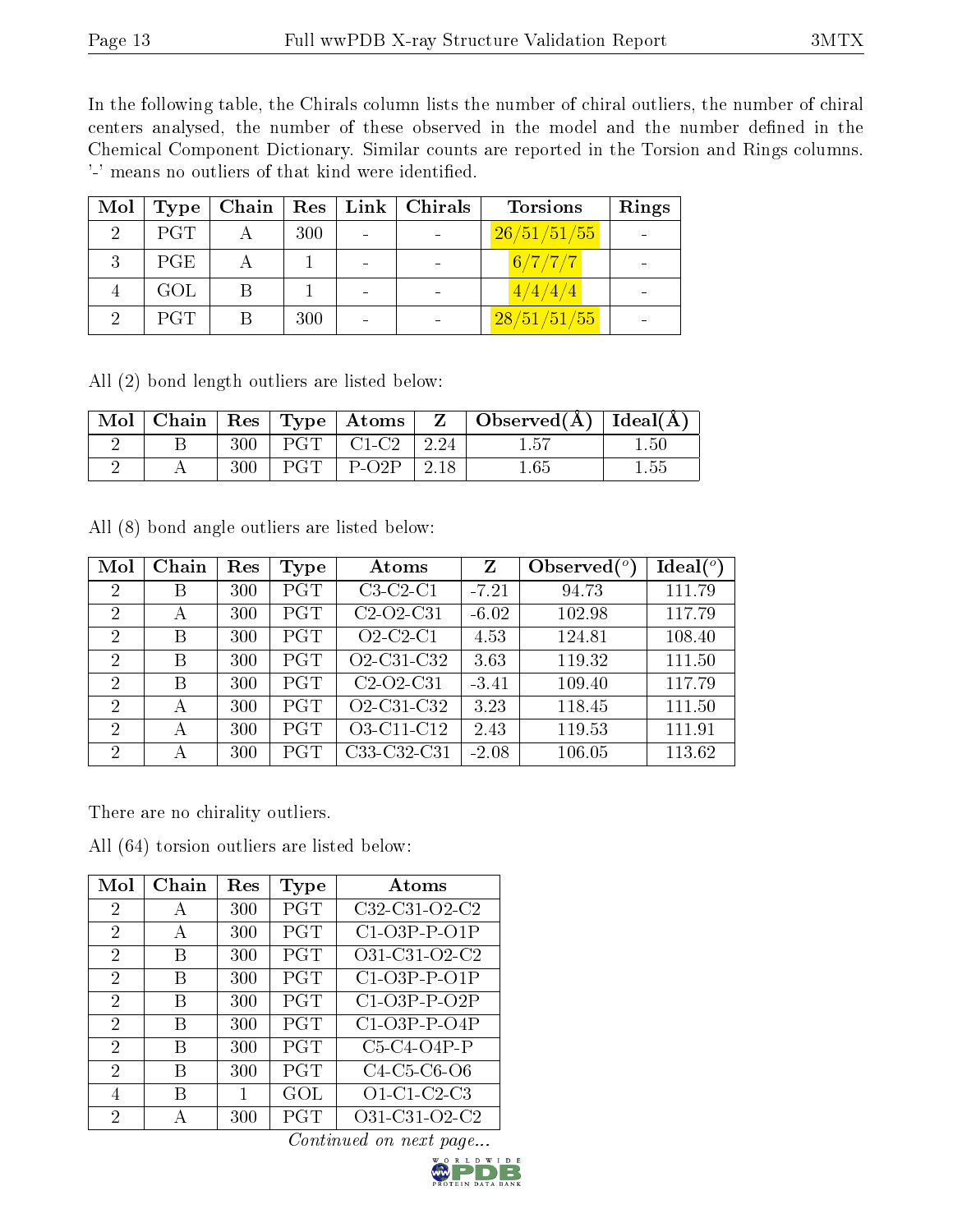In the following table, the Chirals column lists the number of chiral outliers, the number of chiral centers analysed, the number of these observed in the model and the number defined in the Chemical Component Dictionary. Similar counts are reported in the Torsion and Rings columns. '-' means no outliers of that kind were identified.

| Mol | Type | Chain | Res | Link | Chirals | Torsions | Rings |
|---|---|---|---|---|---|---|---|
| 2 | PGT | A | 300 | - | - | 26/51/51/55 | - |
| 3 | PGE | A | 1 | - | - | 6/7/7/7 | - |
| 4 | GOL | B | 1 | - | - | 4/4/4/4 | - |
| 2 | PGT | B | 300 | - | - | 28/51/51/55 | - |

All (2) bond length outliers are listed below:

| Mol | Chain | Res | Type | Atoms | Z | Observed(Å) | Ideal(Å) |
|---|---|---|---|---|---|---|---|
| 2 | B | 300 | PGT | C1-C2 | 2.24 | 1.57 | 1.50 |
| 2 | A | 300 | PGT | P-O2P | 2.18 | 1.65 | 1.55 |

All (8) bond angle outliers are listed below:

| Mol | Chain | Res | Type | Atoms | Z | Observed(°) | Ideal(°) |
|---|---|---|---|---|---|---|---|
| 2 | B | 300 | PGT | C3-C2-C1 | -7.21 | 94.73 | 111.79 |
| 2 | A | 300 | PGT | C2-O2-C31 | -6.02 | 102.98 | 117.79 |
| 2 | B | 300 | PGT | O2-C2-C1 | 4.53 | 124.81 | 108.40 |
| 2 | B | 300 | PGT | O2-C31-C32 | 3.63 | 119.32 | 111.50 |
| 2 | B | 300 | PGT | C2-O2-C31 | -3.41 | 109.40 | 117.79 |
| 2 | A | 300 | PGT | O2-C31-C32 | 3.23 | 118.45 | 111.50 |
| 2 | A | 300 | PGT | O3-C11-C12 | 2.43 | 119.53 | 111.91 |
| 2 | A | 300 | PGT | C33-C32-C31 | -2.08 | 106.05 | 113.62 |

There are no chirality outliers.

All (64) torsion outliers are listed below:

| Mol | Chain | Res | Type | Atoms |
|---|---|---|---|---|
| 2 | A | 300 | PGT | C32-C31-O2-C2 |
| 2 | A | 300 | PGT | C1-O3P-P-O1P |
| 2 | B | 300 | PGT | O31-C31-O2-C2 |
| 2 | B | 300 | PGT | C1-O3P-P-O1P |
| 2 | B | 300 | PGT | C1-O3P-P-O2P |
| 2 | B | 300 | PGT | C1-O3P-P-O4P |
| 2 | B | 300 | PGT | C5-C4-O4P-P |
| 2 | B | 300 | PGT | C4-C5-C6-O6 |
| 4 | B | 1 | GOL | O1-C1-C2-C3 |
| 2 | A | 300 | PGT | O31-C31-O2-C2 |

*Continued on next page...*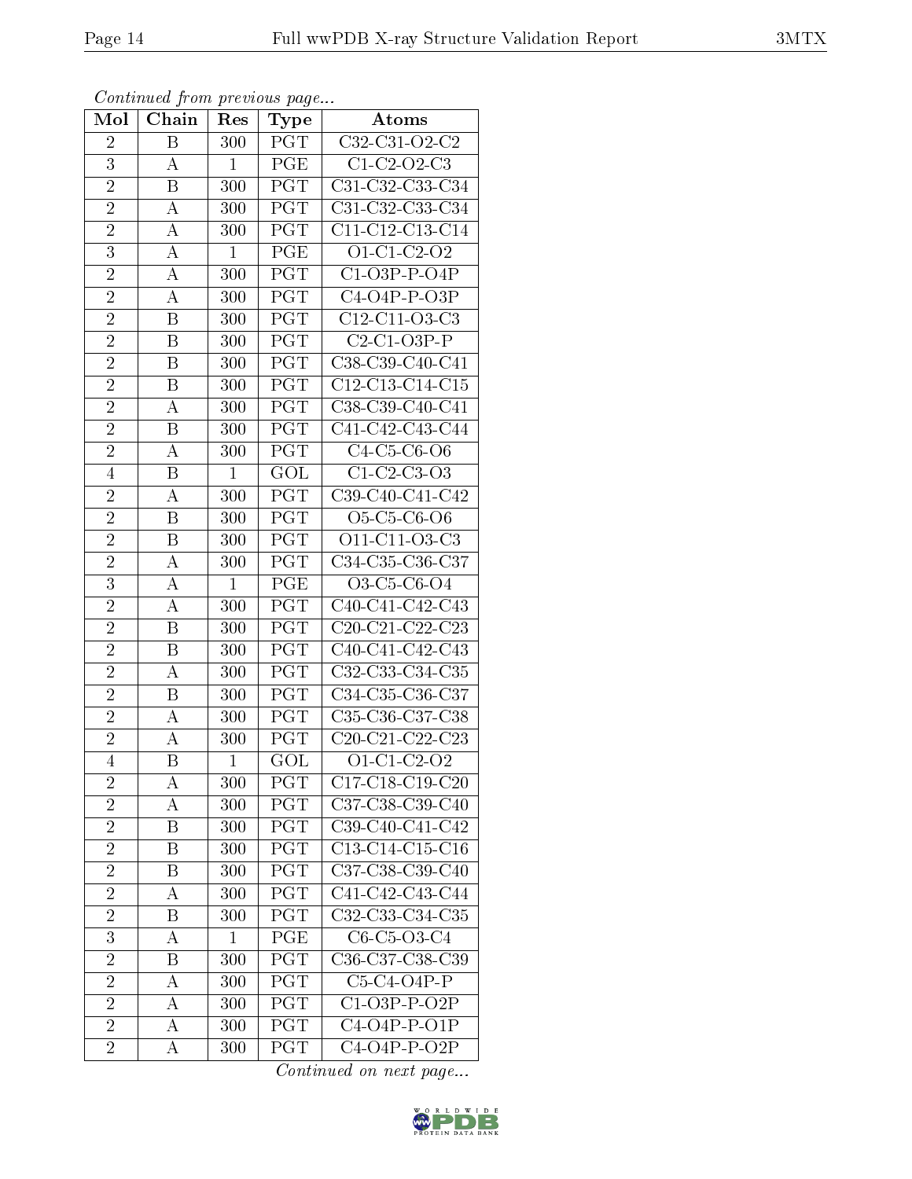*Continued from previous page...*

| Mol | Chain | Res | Type | Atoms |
| --- | --- | --- | --- | --- |
| 2 | B | 300 | PGT | C32-C31-O2-C2 |
| 3 | A | 1 | PGE | C1-C2-O2-C3 |
| 2 | B | 300 | PGT | C31-C32-C33-C34 |
| 2 | A | 300 | PGT | C31-C32-C33-C34 |
| 2 | A | 300 | PGT | C11-C12-C13-C14 |
| 3 | A | 1 | PGE | O1-C1-C2-O2 |
| 2 | A | 300 | PGT | C1-O3P-P-O4P |
| 2 | A | 300 | PGT | C4-O4P-P-O3P |
| 2 | B | 300 | PGT | C12-C11-O3-C3 |
| 2 | B | 300 | PGT | C2-C1-O3P-P |
| 2 | B | 300 | PGT | C38-C39-C40-C41 |
| 2 | B | 300 | PGT | C12-C13-C14-C15 |
| 2 | A | 300 | PGT | C38-C39-C40-C41 |
| 2 | B | 300 | PGT | C41-C42-C43-C44 |
| 2 | A | 300 | PGT | C4-C5-C6-O6 |
| 4 | B | 1 | GOL | C1-C2-C3-O3 |
| 2 | A | 300 | PGT | C39-C40-C41-C42 |
| 2 | B | 300 | PGT | O5-C5-C6-O6 |
| 2 | B | 300 | PGT | O11-C11-O3-C3 |
| 2 | A | 300 | PGT | C34-C35-C36-C37 |
| 3 | A | 1 | PGE | O3-C5-C6-O4 |
| 2 | A | 300 | PGT | C40-C41-C42-C43 |
| 2 | B | 300 | PGT | C20-C21-C22-C23 |
| 2 | B | 300 | PGT | C40-C41-C42-C43 |
| 2 | A | 300 | PGT | C32-C33-C34-C35 |
| 2 | B | 300 | PGT | C34-C35-C36-C37 |
| 2 | A | 300 | PGT | C35-C36-C37-C38 |
| 2 | A | 300 | PGT | C20-C21-C22-C23 |
| 4 | B | 1 | GOL | O1-C1-C2-O2 |
| 2 | A | 300 | PGT | C17-C18-C19-C20 |
| 2 | A | 300 | PGT | C37-C38-C39-C40 |
| 2 | B | 300 | PGT | C39-C40-C41-C42 |
| 2 | B | 300 | PGT | C13-C14-C15-C16 |
| 2 | B | 300 | PGT | C37-C38-C39-C40 |
| 2 | A | 300 | PGT | C41-C42-C43-C44 |
| 2 | B | 300 | PGT | C32-C33-C34-C35 |
| 3 | A | 1 | PGE | C6-C5-O3-C4 |
| 2 | B | 300 | PGT | C36-C37-C38-C39 |
| 2 | A | 300 | PGT | C5-C4-O4P-P |
| 2 | A | 300 | PGT | C1-O3P-P-O2P |
| 2 | A | 300 | PGT | C4-O4P-P-O1P |
| 2 | A | 300 | PGT | C4-O4P-P-O2P |

*Continued on next page...*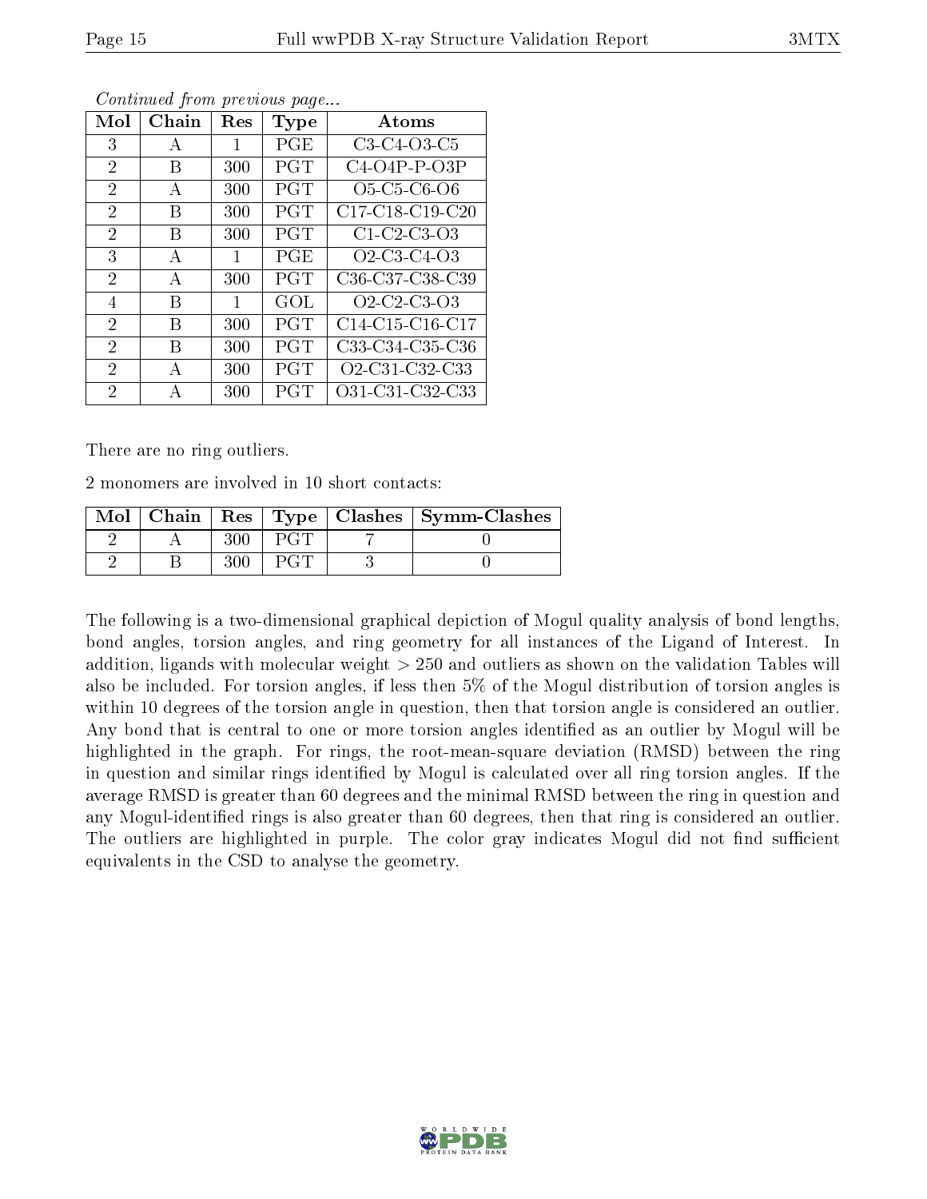*Continued from previous page...*

| Mol | Chain | Res | Type | Atoms |
|---|---|---|---|---|
| 3 | A | 1 | PGE | C3-C4-O3-C5 |
| 2 | B | 300 | PGT | C4-O4P-P-O3P |
| 2 | A | 300 | PGT | O5-C5-C6-O6 |
| 2 | B | 300 | PGT | C17-C18-C19-C20 |
| 2 | B | 300 | PGT | C1-C2-C3-O3 |
| 3 | A | 1 | PGE | O2-C3-C4-O3 |
| 2 | A | 300 | PGT | C36-C37-C38-C39 |
| 4 | B | 1 | GOL | O2-C2-C3-O3 |
| 2 | B | 300 | PGT | C14-C15-C16-C17 |
| 2 | B | 300 | PGT | C33-C34-C35-C36 |
| 2 | A | 300 | PGT | O2-C31-C32-C33 |
| 2 | A | 300 | PGT | O31-C31-C32-C33 |

There are no ring outliers.

2 monomers are involved in 10 short contacts:

| Mol | Chain | Res | Type | Clashes | Symm-Clashes |
|---|---|---|---|---|---|
| 2 | A | 300 | PGT | 7 | 0 |
| 2 | B | 300 | PGT | 3 | 0 |

The following is a two-dimensional graphical depiction of Mogul quality analysis of bond lengths, bond angles, torsion angles, and ring geometry for all instances of the Ligand of Interest. In addition, ligands with molecular weight > 250 and outliers as shown on the validation Tables will also be included. For torsion angles, if less then 5% of the Mogul distribution of torsion angles is within 10 degrees of the torsion angle in question, then that torsion angle is considered an outlier. Any bond that is central to one or more torsion angles identified as an outlier by Mogul will be highlighted in the graph. For rings, the root-mean-square deviation (RMSD) between the ring in question and similar rings identified by Mogul is calculated over all ring torsion angles. If the average RMSD is greater than 60 degrees and the minimal RMSD between the ring in question and any Mogul-identified rings is also greater than 60 degrees, then that ring is considered an outlier. The outliers are highlighted in purple. The color gray indicates Mogul did not find sufficient equivalents in the CSD to analyse the geometry.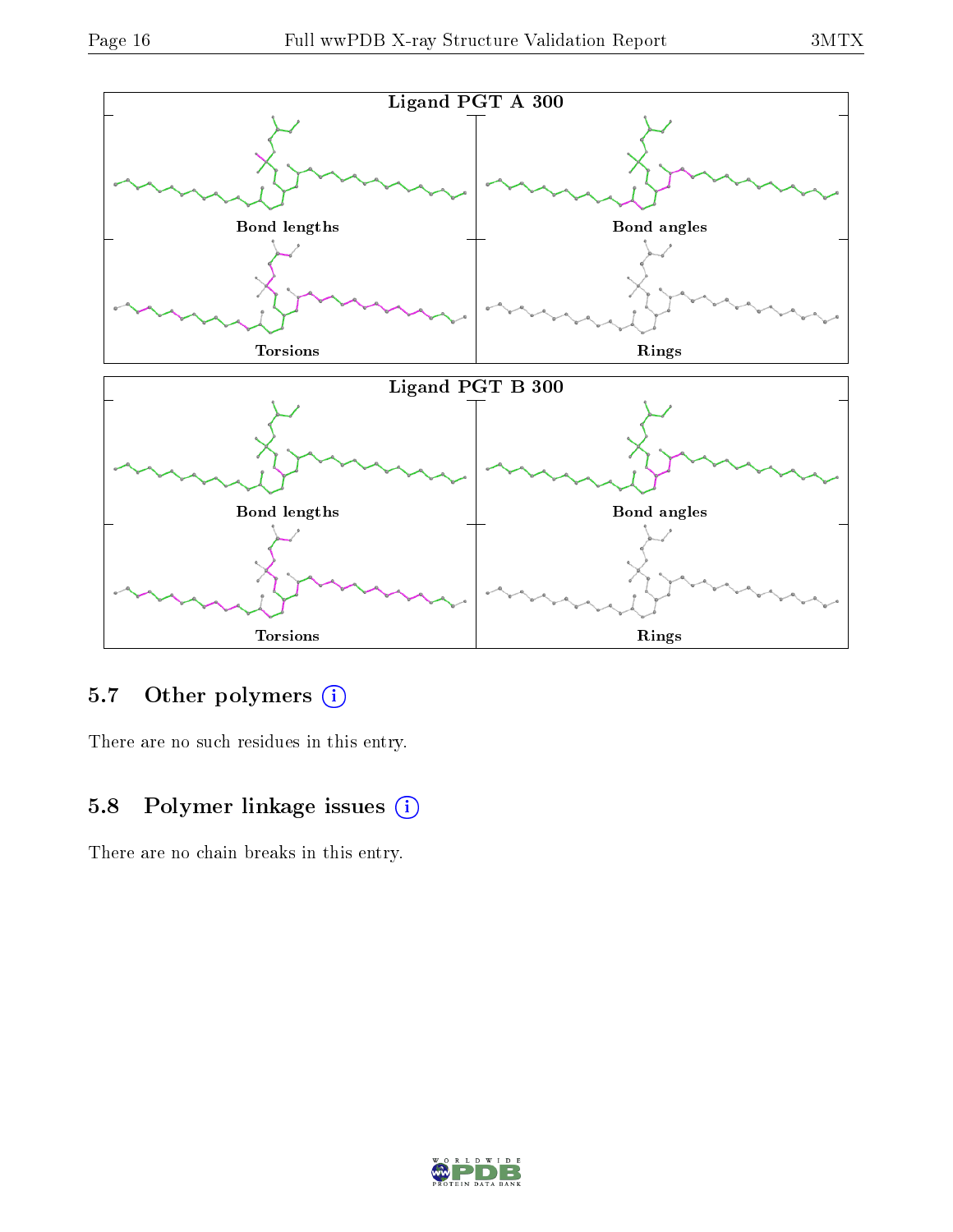Ligand PGT A 300

Bond lengths

Bond angles

Torsions

Rings

Ligand PGT B 300

Bond lengths

Bond angles

Torsions

Rings

## 5.7 Other polymers

There are no such residues in this entry.

## 5.8 Polymer linkage issues

There are no chain breaks in this entry.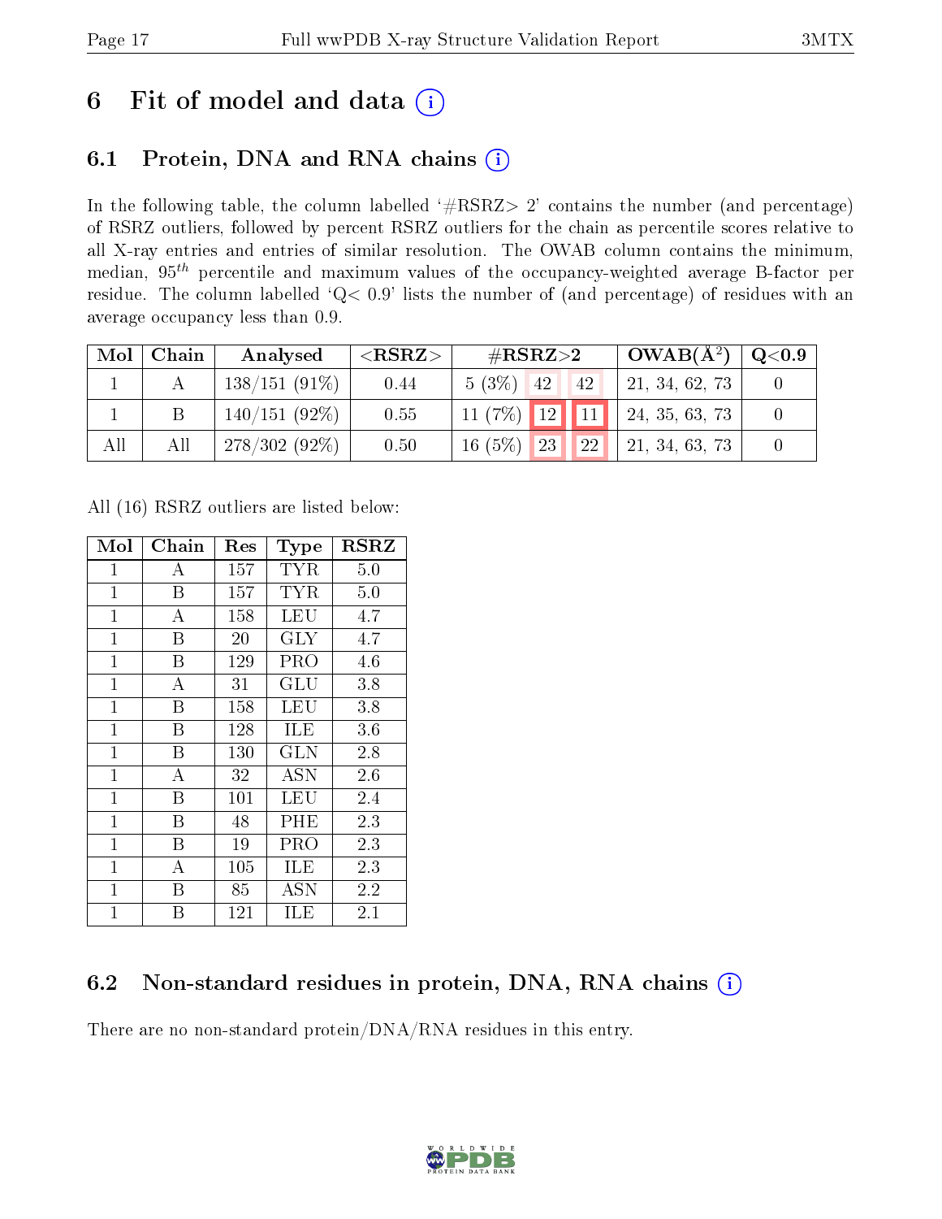# 6 Fit of model and data

## 6.1 Protein, DNA and RNA chains

In the following table, the column labelled '#RSRZ> 2' contains the number (and percentage) of RSRZ outliers, followed by percent RSRZ outliers for the chain as percentile scores relative to all X-ray entries and entries of similar resolution. The OWAB column contains the minimum, median, $95^{th}$ percentile and maximum values of the occupancy-weighted average B-factor per residue. The column labelled 'Q< 0.9' lists the number of (and percentage) of residues with an average occupancy less than 0.9.

| Mol | Chain | Analysed | <RSRZ> | #RSRZ>2 | | | OWAB(Å$^2$) | Q<0.9 |
|---|---|---|---|---|---|---|---|---|
| 1 | A | 138/151 (91%) | 0.44 | 5 (3%) | 42 | 42 | 21, 34, 62, 73 | 0 |
| 1 | B | 140/151 (92%) | 0.55 | 11 (7%) | 12 | 11 | 24, 35, 63, 73 | 0 |
| All | All | 278/302 (92%) | 0.50 | 16 (5%) | 23 | 22 | 21, 34, 63, 73 | 0 |

All (16) RSRZ outliers are listed below:

| Mol | Chain | Res | Type | RSRZ |
|---|---|---|---|---|
| 1 | A | 157 | TYR | 5.0 |
| 1 | B | 157 | TYR | 5.0 |
| 1 | A | 158 | LEU | 4.7 |
| 1 | B | 20 | GLY | 4.7 |
| 1 | B | 129 | PRO | 4.6 |
| 1 | A | 31 | GLU | 3.8 |
| 1 | B | 158 | LEU | 3.8 |
| 1 | B | 128 | ILE | 3.6 |
| 1 | B | 130 | GLN | 2.8 |
| 1 | A | 32 | ASN | 2.6 |
| 1 | B | 101 | LEU | 2.4 |
| 1 | B | 48 | PHE | 2.3 |
| 1 | B | 19 | PRO | 2.3 |
| 1 | A | 105 | ILE | 2.3 |
| 1 | B | 85 | ASN | 2.2 |
| 1 | B | 121 | ILE | 2.1 |

## 6.2 Non-standard residues in protein, DNA, RNA chains

There are no non-standard protein/DNA/RNA residues in this entry.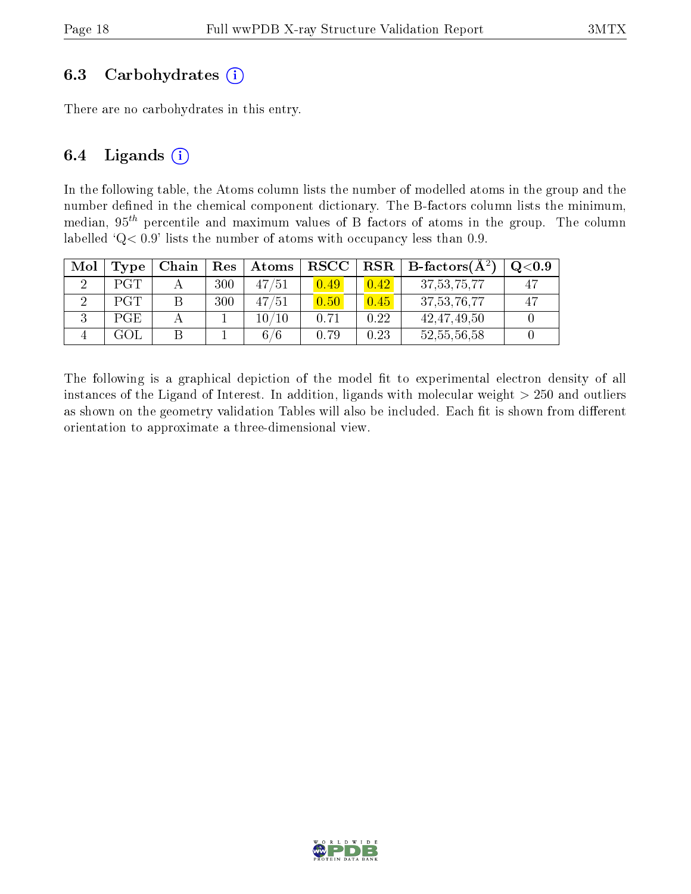### 6.3 Carbohydrates (i)

There are no carbohydrates in this entry.

### 6.4 Ligands (i)

In the following table, the Atoms column lists the number of modelled atoms in the group and the number defined in the chemical component dictionary. The B-factors column lists the minimum, median, $95^{th}$ percentile and maximum values of B factors of atoms in the group. The column labelled 'Q< 0.9' lists the number of atoms with occupancy less than 0.9.

| Mol | Type | Chain | Res | Atoms | RSCC | RSR | B-factors(Å$^2$) | Q<0.9 |
|---|---|---|---|---|---|---|---|---|
| 2 | PGT | A | 300 | 47/51 | 0.49 | 0.42 | 37,53,75,77 | 47 |
| 2 | PGT | B | 300 | 47/51 | 0.50 | 0.45 | 37,53,76,77 | 47 |
| 3 | PGE | A | 1 | 10/10 | 0.71 | 0.22 | 42,47,49,50 | 0 |
| 4 | GOL | B | 1 | 6/6 | 0.79 | 0.23 | 52,55,56,58 | 0 |

The following is a graphical depiction of the model fit to experimental electron density of all instances of the Ligand of Interest. In addition, ligands with molecular weight > 250 and outliers as shown on the geometry validation Tables will also be included. Each fit is shown from different orientation to approximate a three-dimensional view.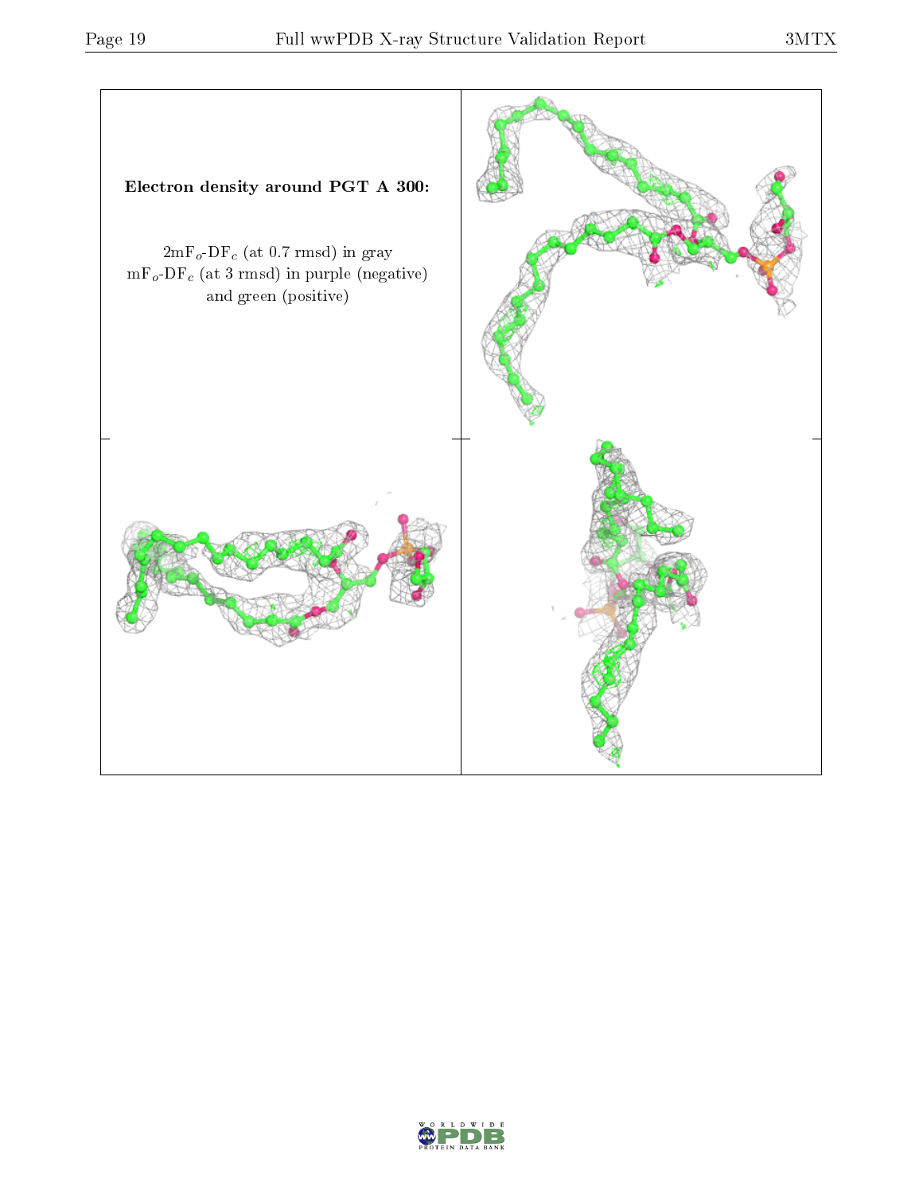**Electron density around PGT A 300:**

$2mF_o$-$DF_c$ (at 0.7 rmsd) in gray
$mF_o$-$DF_c$ (at 3 rmsd) in purple (negative)
and green (positive)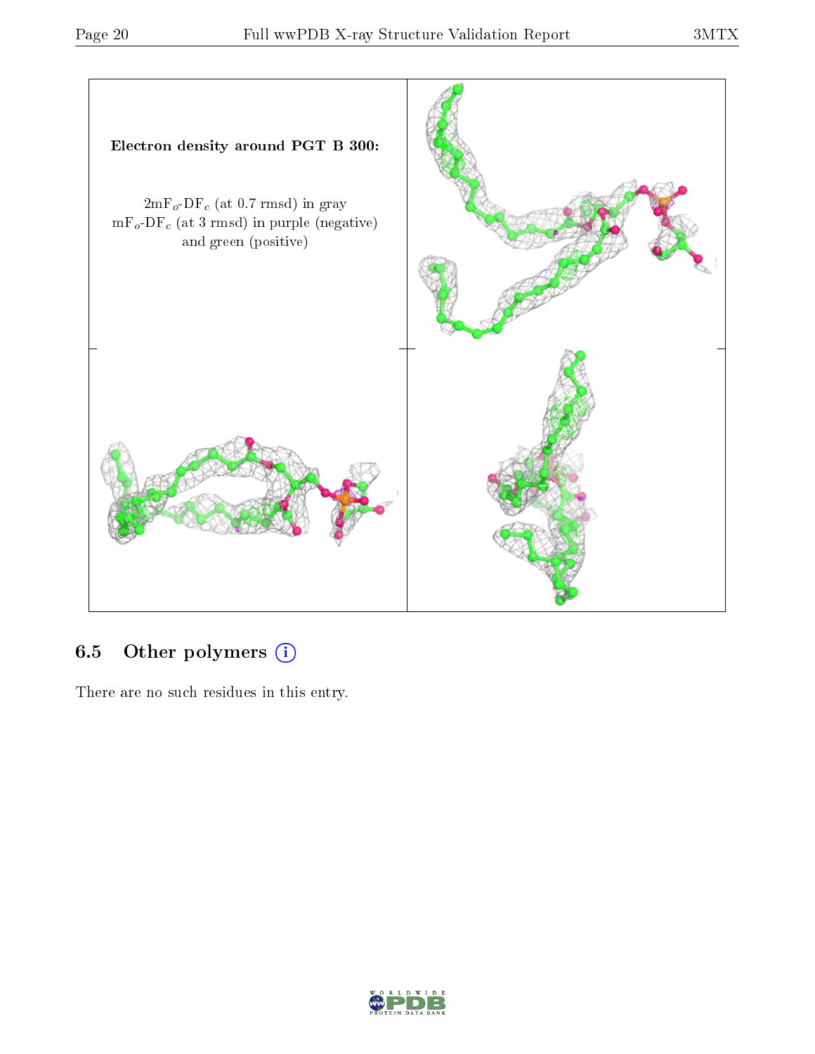**Electron density around PGT B 300:**

$2mF_o$-$DF_c$ (at 0.7 rmsd) in gray
$mF_o$-$DF_c$ (at 3 rmsd) in purple (negative)
and green (positive)

## 6.5 Other polymers

There are no such residues in this entry.